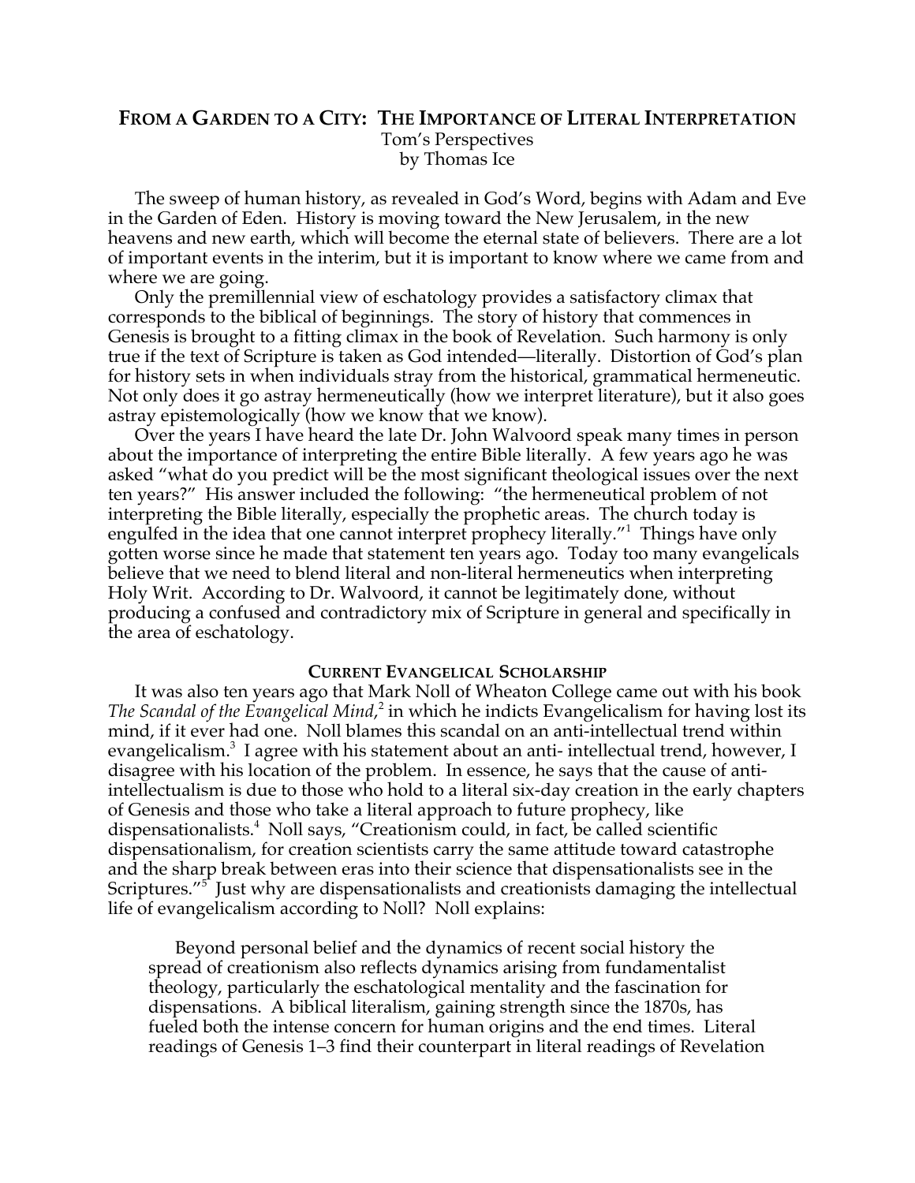# From a Garden to a City: The Importance of Literal Interpretation

Tom's Perspectives
by Thomas Ice

The sweep of human history, as revealed in God's Word, begins with Adam and Eve in the Garden of Eden. History is moving toward the New Jerusalem, in the new heavens and new earth, which will become the eternal state of believers. There are a lot of important events in the interim, but it is important to know where we came from and where we are going.

Only the premillennial view of eschatology provides a satisfactory climax that corresponds to the biblical of beginnings. The story of history that commences in Genesis is brought to a fitting climax in the book of Revelation. Such harmony is only true if the text of Scripture is taken as God intended—literally. Distortion of God's plan for history sets in when individuals stray from the historical, grammatical hermeneutic. Not only does it go astray hermeneutically (how we interpret literature), but it also goes astray epistemologically (how we know that we know).

Over the years I have heard the late Dr. John Walvoord speak many times in person about the importance of interpreting the entire Bible literally. A few years ago he was asked "what do you predict will be the most significant theological issues over the next ten years?" His answer included the following: "the hermeneutical problem of not interpreting the Bible literally, especially the prophetic areas. The church today is engulfed in the idea that one cannot interpret prophecy literally."[1] Things have only gotten worse since he made that statement ten years ago. Today too many evangelicals believe that we need to blend literal and non-literal hermeneutics when interpreting Holy Writ. According to Dr. Walvoord, it cannot be legitimately done, without producing a confused and contradictory mix of Scripture in general and specifically in the area of eschatology.

## Current Evangelical Scholarship

It was also ten years ago that Mark Noll of Wheaton College came out with his book *The Scandal of the Evangelical Mind*,[2] in which he indicts Evangelicalism for having lost its mind, if it ever had one. Noll blames this scandal on an anti-intellectual trend within evangelicalism.[3] I agree with his statement about an anti- intellectual trend, however, I disagree with his location of the problem. In essence, he says that the cause of anti-intellectualism is due to those who hold to a literal six-day creation in the early chapters of Genesis and those who take a literal approach to future prophecy, like dispensationalists.[4] Noll says, "Creationism could, in fact, be called scientific dispensationalism, for creation scientists carry the same attitude toward catastrophe and the sharp break between eras into their science that dispensationalists see in the Scriptures."[5] Just why are dispensationalists and creationists damaging the intellectual life of evangelicalism according to Noll? Noll explains:

> Beyond personal belief and the dynamics of recent social history the spread of creationism also reflects dynamics arising from fundamentalist theology, particularly the eschatological mentality and the fascination for dispensations. A biblical literalism, gaining strength since the 1870s, has fueled both the intense concern for human origins and the end times. Literal readings of Genesis 1–3 find their counterpart in literal readings of Revelation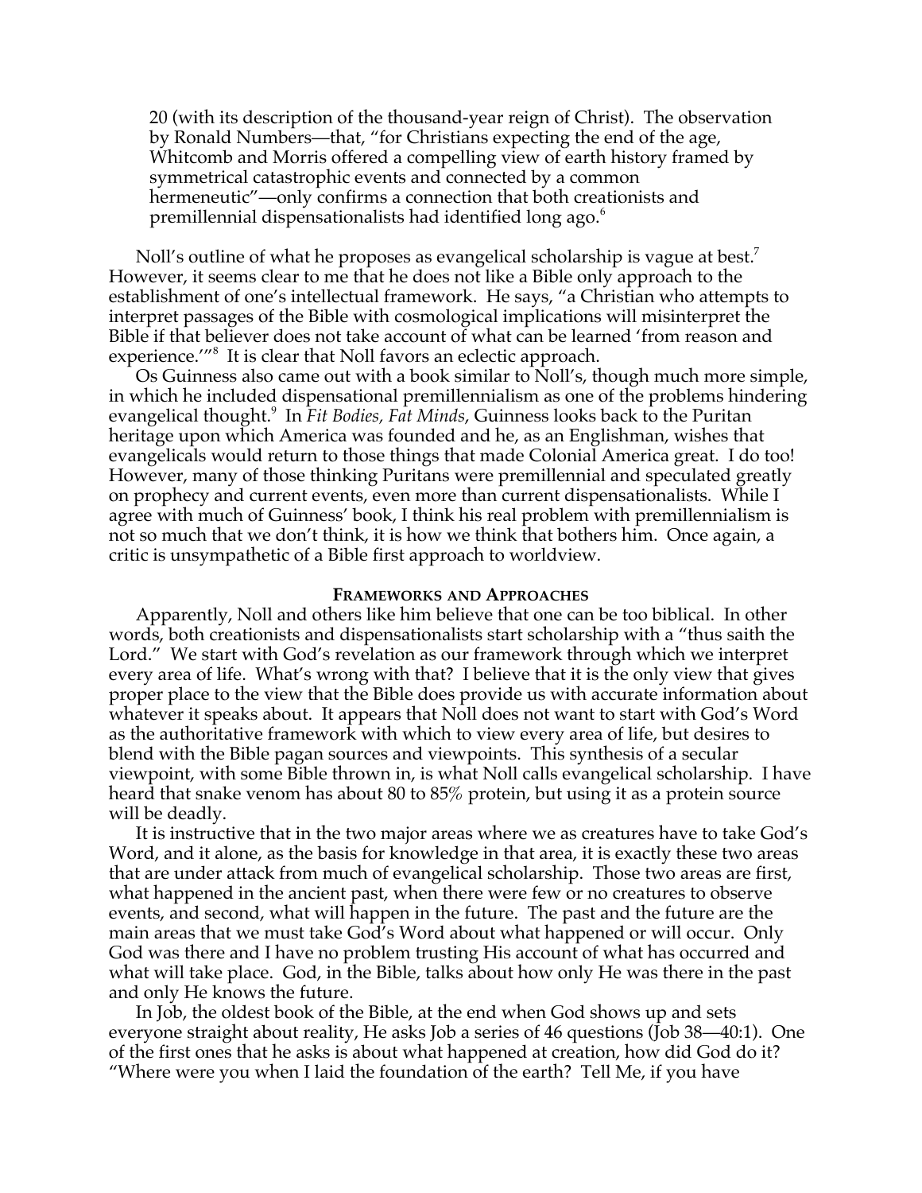> 20 (with its description of the thousand-year reign of Christ). The observation by Ronald Numbers—that, "for Christians expecting the end of the age, Whitcomb and Morris offered a compelling view of earth history framed by symmetrical catastrophic events and connected by a common hermeneutic"—only confirms a connection that both creationists and premillennial dispensationalists had identified long ago.[6]

Noll's outline of what he proposes as evangelical scholarship is vague at best.[7] However, it seems clear to me that he does not like a Bible only approach to the establishment of one's intellectual framework. He says, "a Christian who attempts to interpret passages of the Bible with cosmological implications will misinterpret the Bible if that believer does not take account of what can be learned 'from reason and experience.'"[8] It is clear that Noll favors an eclectic approach.

Os Guinness also came out with a book similar to Noll's, though much more simple, in which he included dispensational premillennialism as one of the problems hindering evangelical thought.[9] In *Fit Bodies, Fat Minds*, Guinness looks back to the Puritan heritage upon which America was founded and he, as an Englishman, wishes that evangelicals would return to those things that made Colonial America great. I do too! However, many of those thinking Puritans were premillennial and speculated greatly on prophecy and current events, even more than current dispensationalists. While I agree with much of Guinness' book, I think his real problem with premillennialism is not so much that we don't think, it is how we think that bothers him. Once again, a critic is unsympathetic of a Bible first approach to worldview.

## Frameworks and Approaches

Apparently, Noll and others like him believe that one can be too biblical. In other words, both creationists and dispensationalists start scholarship with a "thus saith the Lord." We start with God's revelation as our framework through which we interpret every area of life. What's wrong with that? I believe that it is the only view that gives proper place to the view that the Bible does provide us with accurate information about whatever it speaks about. It appears that Noll does not want to start with God's Word as the authoritative framework with which to view every area of life, but desires to blend with the Bible pagan sources and viewpoints. This synthesis of a secular viewpoint, with some Bible thrown in, is what Noll calls evangelical scholarship. I have heard that snake venom has about 80 to 85% protein, but using it as a protein source will be deadly.

It is instructive that in the two major areas where we as creatures have to take God's Word, and it alone, as the basis for knowledge in that area, it is exactly these two areas that are under attack from much of evangelical scholarship. Those two areas are first, what happened in the ancient past, when there were few or no creatures to observe events, and second, what will happen in the future. The past and the future are the main areas that we must take God's Word about what happened or will occur. Only God was there and I have no problem trusting His account of what has occurred and what will take place. God, in the Bible, talks about how only He was there in the past and only He knows the future.

In Job, the oldest book of the Bible, at the end when God shows up and sets everyone straight about reality, He asks Job a series of 46 questions (Job 38—40:1). One of the first ones that he asks is about what happened at creation, how did God do it? "Where were you when I laid the foundation of the earth? Tell Me, if you have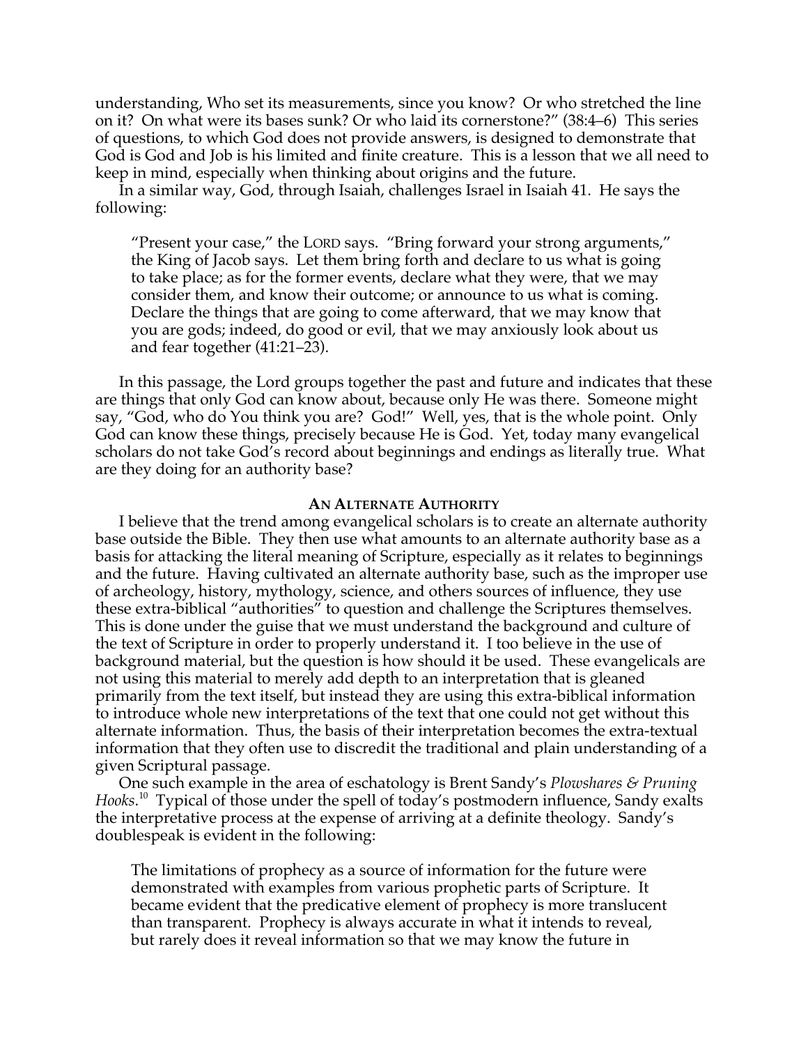understanding, Who set its measurements, since you know? Or who stretched the line on it? On what were its bases sunk? Or who laid its cornerstone?" (38:4–6) This series of questions, to which God does not provide answers, is designed to demonstrate that God is God and Job is his limited and finite creature. This is a lesson that we all need to keep in mind, especially when thinking about origins and the future.

In a similar way, God, through Isaiah, challenges Israel in Isaiah 41. He says the following:

> "Present your case," the LORD says. "Bring forward your strong arguments," the King of Jacob says. Let them bring forth and declare to us what is going to take place; as for the former events, declare what they were, that we may consider them, and know their outcome; or announce to us what is coming. Declare the things that are going to come afterward, that we may know that you are gods; indeed, do good or evil, that we may anxiously look about us and fear together (41:21–23).

In this passage, the Lord groups together the past and future and indicates that these are things that only God can know about, because only He was there. Someone might say, "God, who do You think you are? God!" Well, yes, that is the whole point. Only God can know these things, precisely because He is God. Yet, today many evangelical scholars do not take God's record about beginnings and endings as literally true. What are they doing for an authority base?

### AN ALTERNATE AUTHORITY

I believe that the trend among evangelical scholars is to create an alternate authority base outside the Bible. They then use what amounts to an alternate authority base as a basis for attacking the literal meaning of Scripture, especially as it relates to beginnings and the future. Having cultivated an alternate authority base, such as the improper use of archeology, history, mythology, science, and others sources of influence, they use these extra-biblical "authorities" to question and challenge the Scriptures themselves. This is done under the guise that we must understand the background and culture of the text of Scripture in order to properly understand it. I too believe in the use of background material, but the question is how should it be used. These evangelicals are not using this material to merely add depth to an interpretation that is gleaned primarily from the text itself, but instead they are using this extra-biblical information to introduce whole new interpretations of the text that one could not get without this alternate information. Thus, the basis of their interpretation becomes the extra-textual information that they often use to discredit the traditional and plain understanding of a given Scriptural passage.

One such example in the area of eschatology is Brent Sandy's *Plowshares & Pruning Hooks*.[10] Typical of those under the spell of today's postmodern influence, Sandy exalts the interpretative process at the expense of arriving at a definite theology. Sandy's doublespeak is evident in the following:

> The limitations of prophecy as a source of information for the future were demonstrated with examples from various prophetic parts of Scripture. It became evident that the predicative element of prophecy is more translucent than transparent. Prophecy is always accurate in what it intends to reveal, but rarely does it reveal information so that we may know the future in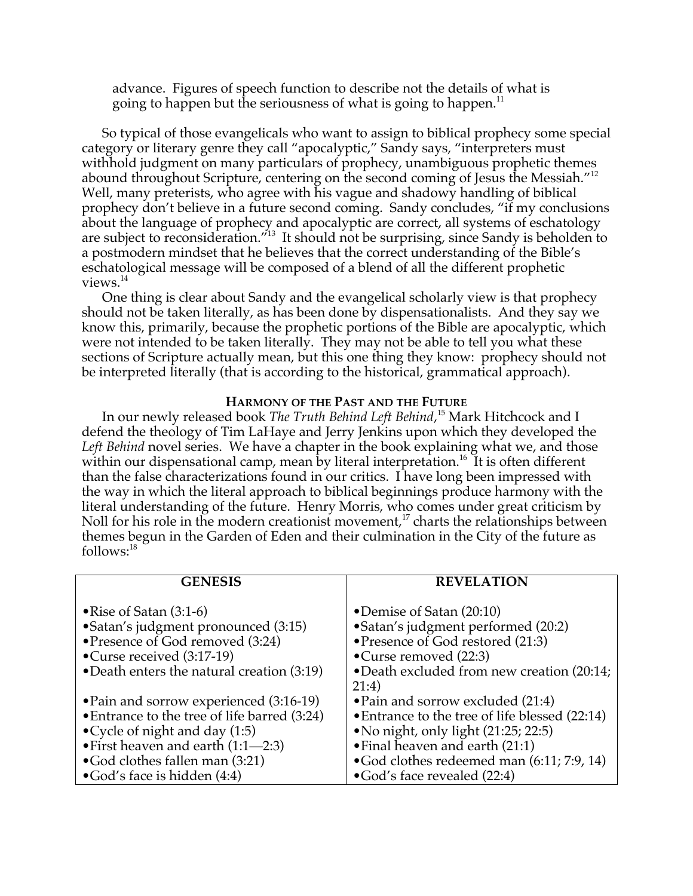advance. Figures of speech function to describe not the details of what is going to happen but the seriousness of what is going to happen.[11]

So typical of those evangelicals who want to assign to biblical prophecy some special category or literary genre they call "apocalyptic," Sandy says, "interpreters must withhold judgment on many particulars of prophecy, unambiguous prophetic themes abound throughout Scripture, centering on the second coming of Jesus the Messiah."[12] Well, many preterists, who agree with his vague and shadowy handling of biblical prophecy don't believe in a future second coming. Sandy concludes, "if my conclusions about the language of prophecy and apocalyptic are correct, all systems of eschatology are subject to reconsideration."[13] It should not be surprising, since Sandy is beholden to a postmodern mindset that he believes that the correct understanding of the Bible's eschatological message will be composed of a blend of all the different prophetic views.[14]

One thing is clear about Sandy and the evangelical scholarly view is that prophecy should not be taken literally, as has been done by dispensationalists. And they say we know this, primarily, because the prophetic portions of the Bible are apocalyptic, which were not intended to be taken literally. They may not be able to tell you what these sections of Scripture actually mean, but this one thing they know: prophecy should not be interpreted literally (that is according to the historical, grammatical approach).

### HARMONY OF THE PAST AND THE FUTURE

In our newly released book *The Truth Behind Left Behind*,[15] Mark Hitchcock and I defend the theology of Tim LaHaye and Jerry Jenkins upon which they developed the *Left Behind* novel series. We have a chapter in the book explaining what we, and those within our dispensational camp, mean by literal interpretation.[16] It is often different than the false characterizations found in our critics. I have long been impressed with the way in which the literal approach to biblical beginnings produce harmony with the literal understanding of the future. Henry Morris, who comes under great criticism by Noll for his role in the modern creationist movement,[17] charts the relationships between themes begun in the Garden of Eden and their culmination in the City of the future as follows:[18]

| GENESIS | REVELATION |
|---|---|
| •Rise of Satan (3:1-6) | •Demise of Satan (20:10) |
| •Satan's judgment pronounced (3:15) | •Satan's judgment performed (20:2) |
| •Presence of God removed (3:24) | •Presence of God restored (21:3) |
| •Curse received (3:17-19) | •Curse removed (22:3) |
| •Death enters the natural creation (3:19) | •Death excluded from new creation (20:14; 21:4) |
| •Pain and sorrow experienced (3:16-19) | •Pain and sorrow excluded (21:4) |
| •Entrance to the tree of life barred (3:24) | •Entrance to the tree of life blessed (22:14) |
| •Cycle of night and day (1:5) | •No night, only light (21:25; 22:5) |
| •First heaven and earth (1:1—2:3) | •Final heaven and earth (21:1) |
| •God clothes fallen man (3:21) | •God clothes redeemed man (6:11; 7:9, 14) |
| •God's face is hidden (4:4) | •God's face revealed (22:4) |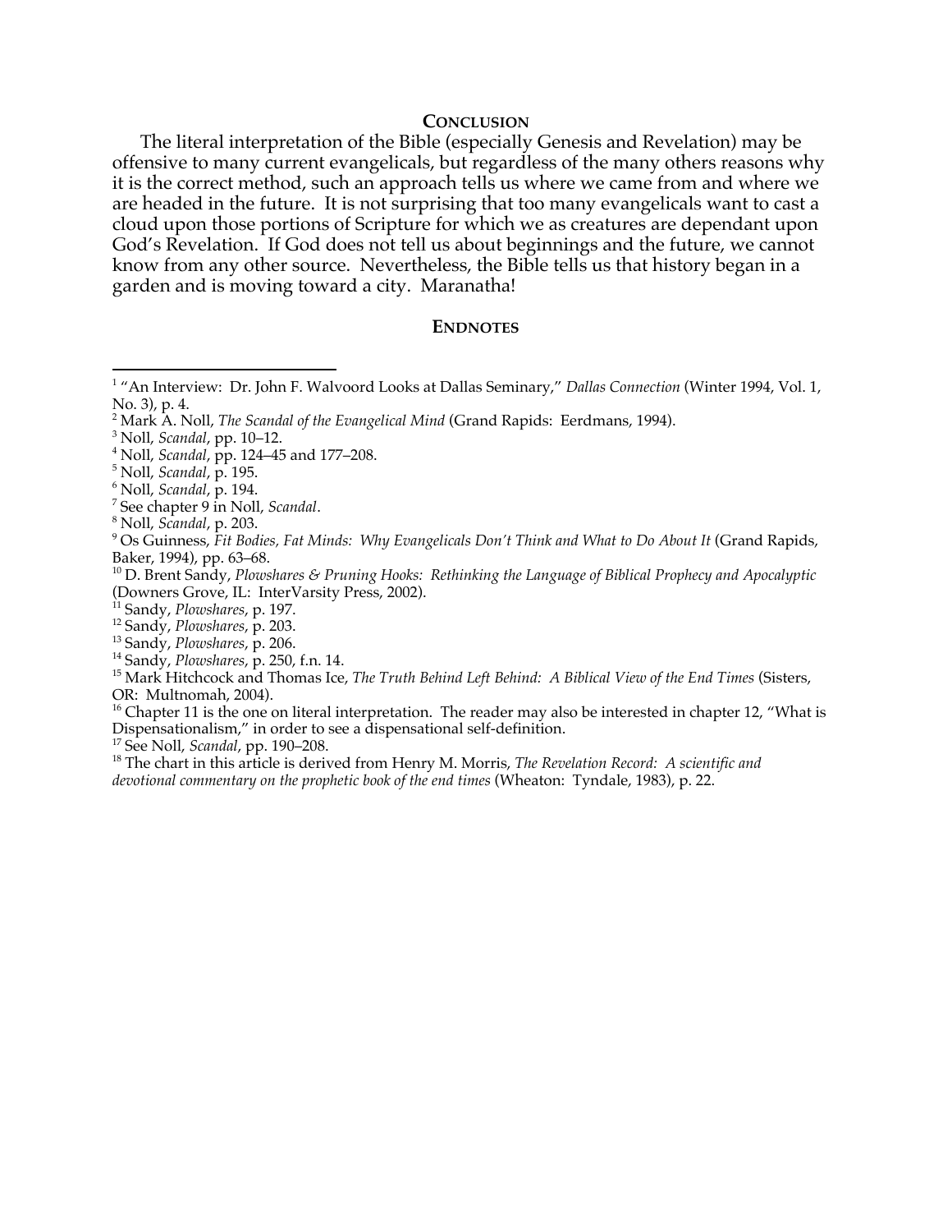## CONCLUSION

The literal interpretation of the Bible (especially Genesis and Revelation) may be offensive to many current evangelicals, but regardless of the many others reasons why it is the correct method, such an approach tells us where we came from and where we are headed in the future. It is not surprising that too many evangelicals want to cast a cloud upon those portions of Scripture for which we as creatures are dependant upon God's Revelation. If God does not tell us about beginnings and the future, we cannot know from any other source. Nevertheless, the Bible tells us that history began in a garden and is moving toward a city. Maranatha!

## ENDNOTES

[1] "An Interview: Dr. John F. Walvoord Looks at Dallas Seminary," *Dallas Connection* (Winter 1994, Vol. 1, No. 3), p. 4.

[2] Mark A. Noll, *The Scandal of the Evangelical Mind* (Grand Rapids: Eerdmans, 1994).

[3] Noll, *Scandal*, pp. 10–12.

[4] Noll, *Scandal*, pp. 124–45 and 177–208.

[5] Noll, *Scandal*, p. 195.

[6] Noll, *Scandal*, p. 194.

[7] See chapter 9 in Noll, *Scandal*.

[8] Noll, *Scandal*, p. 203.

[9] Os Guinness, *Fit Bodies, Fat Minds: Why Evangelicals Don't Think and What to Do About It* (Grand Rapids, Baker, 1994), pp. 63–68.

[10] D. Brent Sandy, *Plowshares & Pruning Hooks: Rethinking the Language of Biblical Prophecy and Apocalyptic* (Downers Grove, IL: InterVarsity Press, 2002).

[11] Sandy, *Plowshares*, p. 197.

[12] Sandy, *Plowshares*, p. 203.

[13] Sandy, *Plowshares*, p. 206.

[14] Sandy, *Plowshares*, p. 250, f.n. 14.

[15] Mark Hitchcock and Thomas Ice, *The Truth Behind Left Behind: A Biblical View of the End Times* (Sisters, OR: Multnomah, 2004).

[16] Chapter 11 is the one on literal interpretation. The reader may also be interested in chapter 12, "What is Dispensationalism," in order to see a dispensational self-definition.

[17] See Noll, *Scandal*, pp. 190–208.

[18] The chart in this article is derived from Henry M. Morris, *The Revelation Record: A scientific and devotional commentary on the prophetic book of the end times* (Wheaton: Tyndale, 1983), p. 22.